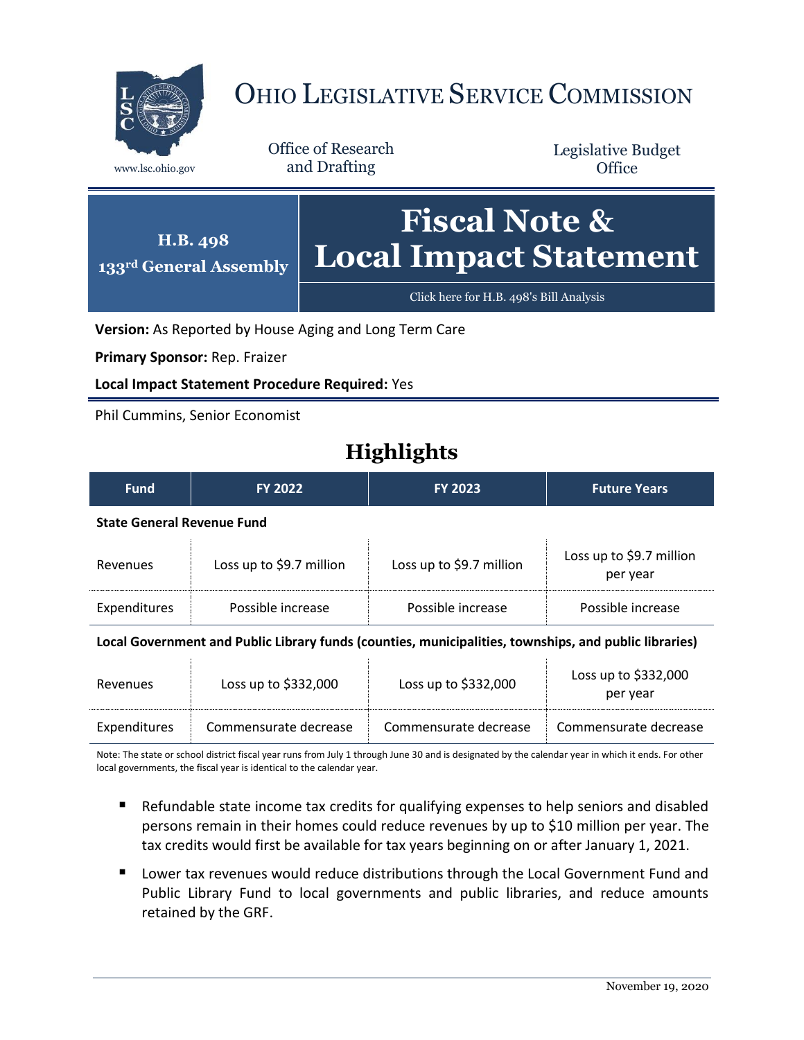# Ohio Legislative Service Commission

www.lsc.ohio.gov

Office of Research and Drafting

Legislative Budget Office

**H.B. 498**
**133rd General Assembly**

# Fiscal Note & Local Impact Statement

Click here for H.B. 498's Bill Analysis

**Version:** As Reported by House Aging and Long Term Care

**Primary Sponsor:** Rep. Fraizer

**Local Impact Statement Procedure Required:** Yes

Phil Cummins, Senior Economist

## Highlights

| Fund | FY 2022 | FY 2023 | Future Years |
|---|---|---|---|
| **State General Revenue Fund** | | | |
| Revenues | Loss up to $9.7 million | Loss up to $9.7 million | Loss up to $9.7 million per year |
| Expenditures | Possible increase | Possible increase | Possible increase |
| **Local Government and Public Library funds (counties, municipalities, townships, and public libraries)** | | | |
| Revenues | Loss up to $332,000 | Loss up to $332,000 | Loss up to $332,000 per year |
| Expenditures | Commensurate decrease | Commensurate decrease | Commensurate decrease |

Note: The state or school district fiscal year runs from July 1 through June 30 and is designated by the calendar year in which it ends. For other local governments, the fiscal year is identical to the calendar year.

- Refundable state income tax credits for qualifying expenses to help seniors and disabled persons remain in their homes could reduce revenues by up to $10 million per year. The tax credits would first be available for tax years beginning on or after January 1, 2021.
- Lower tax revenues would reduce distributions through the Local Government Fund and Public Library Fund to local governments and public libraries, and reduce amounts retained by the GRF.

November 19, 2020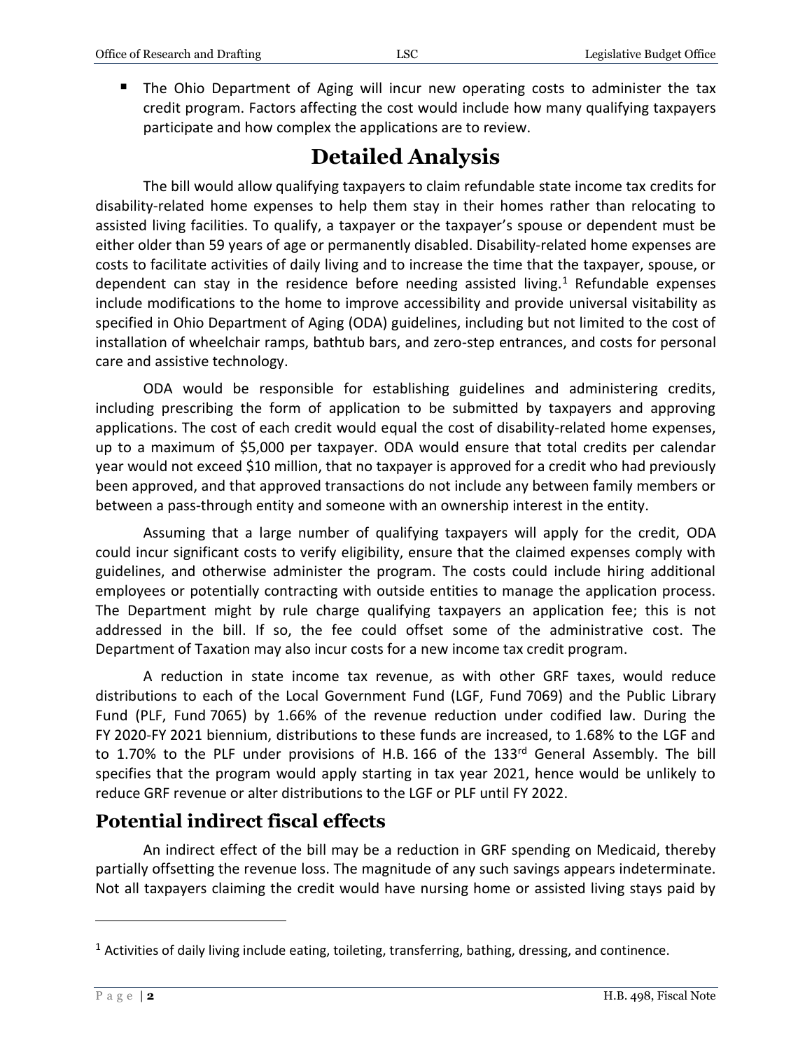- The Ohio Department of Aging will incur new operating costs to administer the tax credit program. Factors affecting the cost would include how many qualifying taxpayers participate and how complex the applications are to review.

# Detailed Analysis

The bill would allow qualifying taxpayers to claim refundable state income tax credits for disability-related home expenses to help them stay in their homes rather than relocating to assisted living facilities. To qualify, a taxpayer or the taxpayer's spouse or dependent must be either older than 59 years of age or permanently disabled. Disability-related home expenses are costs to facilitate activities of daily living and to increase the time that the taxpayer, spouse, or dependent can stay in the residence before needing assisted living.[1] Refundable expenses include modifications to the home to improve accessibility and provide universal visitability as specified in Ohio Department of Aging (ODA) guidelines, including but not limited to the cost of installation of wheelchair ramps, bathtub bars, and zero-step entrances, and costs for personal care and assistive technology.

ODA would be responsible for establishing guidelines and administering credits, including prescribing the form of application to be submitted by taxpayers and approving applications. The cost of each credit would equal the cost of disability-related home expenses, up to a maximum of $5,000 per taxpayer. ODA would ensure that total credits per calendar year would not exceed $10 million, that no taxpayer is approved for a credit who had previously been approved, and that approved transactions do not include any between family members or between a pass-through entity and someone with an ownership interest in the entity.

Assuming that a large number of qualifying taxpayers will apply for the credit, ODA could incur significant costs to verify eligibility, ensure that the claimed expenses comply with guidelines, and otherwise administer the program. The costs could include hiring additional employees or potentially contracting with outside entities to manage the application process. The Department might by rule charge qualifying taxpayers an application fee; this is not addressed in the bill. If so, the fee could offset some of the administrative cost. The Department of Taxation may also incur costs for a new income tax credit program.

A reduction in state income tax revenue, as with other GRF taxes, would reduce distributions to each of the Local Government Fund (LGF, Fund 7069) and the Public Library Fund (PLF, Fund 7065) by 1.66% of the revenue reduction under codified law. During the FY 2020-FY 2021 biennium, distributions to these funds are increased, to 1.68% to the LGF and to 1.70% to the PLF under provisions of H.B. 166 of the 133rd General Assembly. The bill specifies that the program would apply starting in tax year 2021, hence would be unlikely to reduce GRF revenue or alter distributions to the LGF or PLF until FY 2022.

## Potential indirect fiscal effects

An indirect effect of the bill may be a reduction in GRF spending on Medicaid, thereby partially offsetting the revenue loss. The magnitude of any such savings appears indeterminate. Not all taxpayers claiming the credit would have nursing home or assisted living stays paid by

---

[1] Activities of daily living include eating, toileting, transferring, bathing, dressing, and continence.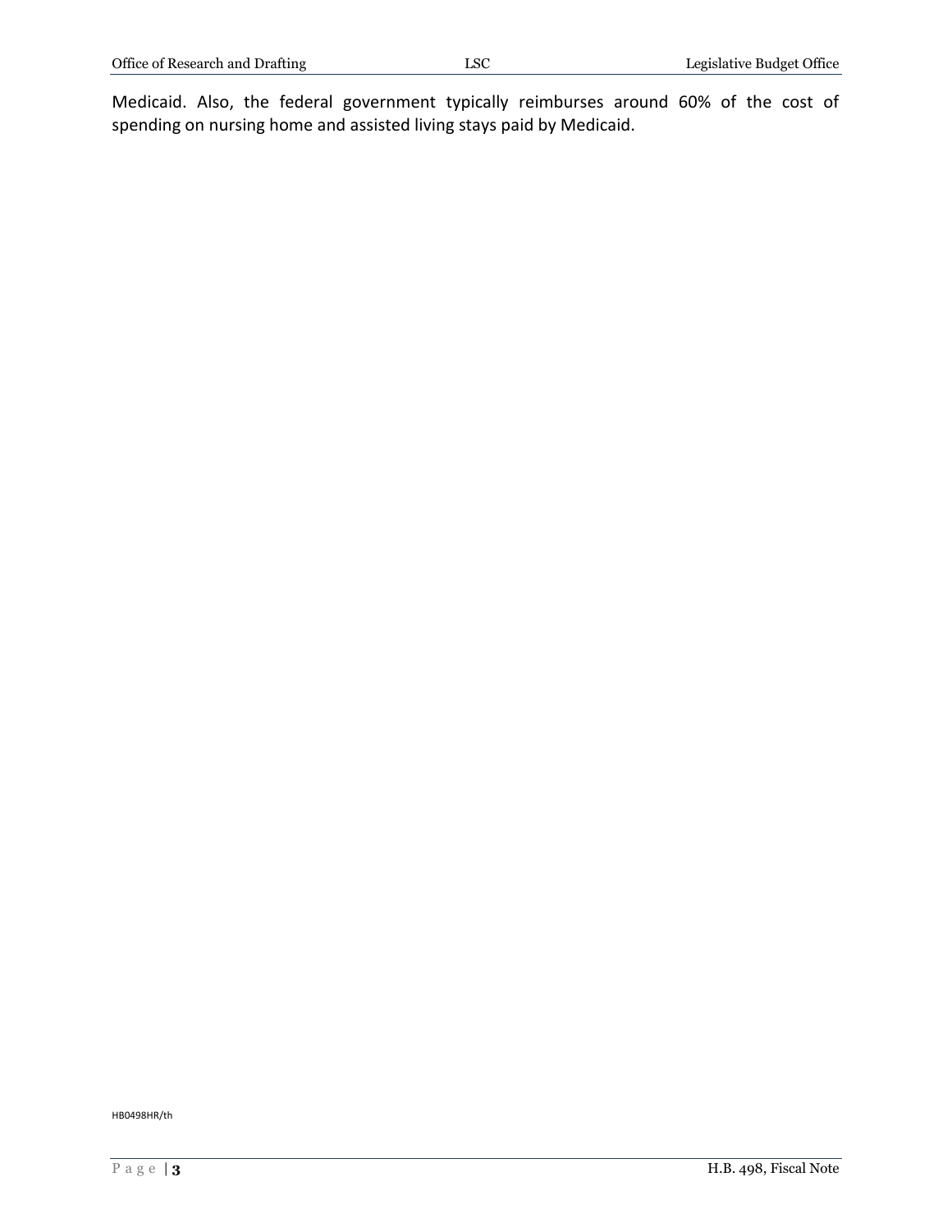Medicaid. Also, the federal government typically reimburses around 60% of the cost of spending on nursing home and assisted living stays paid by Medicaid.

HB0498HR/th